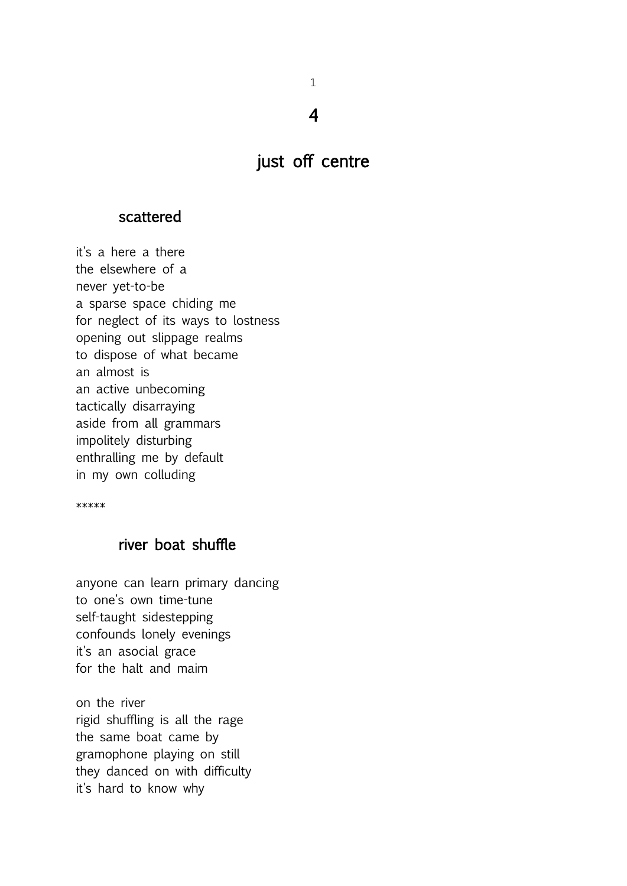# 4

# just off centre

## scattered

it's a here a there  
the elsewhere of a  
never yet-to-be  
a sparse space chiding me  
for neglect of its ways to lostness  
opening out slippage realms  
to dispose of what became  
an almost is  
an active unbecoming  
tactically disarraying  
aside from all grammars  
impolitely disturbing  
enthralling me by default  
in my own colluding

*****

## river boat shuffle

anyone can learn primary dancing  
to one's own time-tune  
self-taught sidestepping  
confounds lonely evenings  
it's an asocial grace  
for the halt and maim

on the river  
rigid shuffling is all the rage  
the same boat came by  
gramophone playing on still  
they danced on with difficulty  
it's hard to know why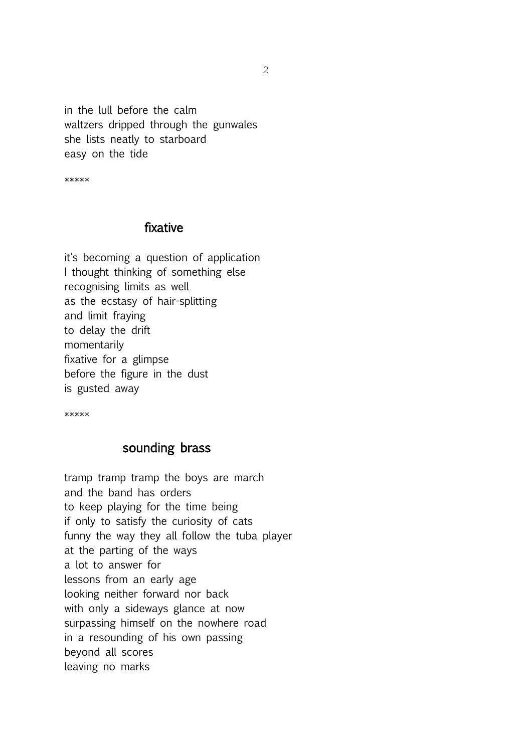in the lull before the calm
waltzers dripped through the gunwales
she lists neatly to starboard
easy on the tide

*****

## fixative

it's becoming a question of application
I thought thinking of something else
recognising limits as well
as the ecstasy of hair-splitting
and limit fraying
to delay the drift
momentarily
fixative for a glimpse
before the figure in the dust
is gusted away

*****

## sounding brass

tramp tramp tramp the boys are march
and the band has orders
to keep playing for the time being
if only to satisfy the curiosity of cats
funny the way they all follow the tuba player
at the parting of the ways
a lot to answer for
lessons from an early age
looking neither forward nor back
with only a sideways glance at now
surpassing himself on the nowhere road
in a resounding of his own passing
beyond all scores
leaving no marks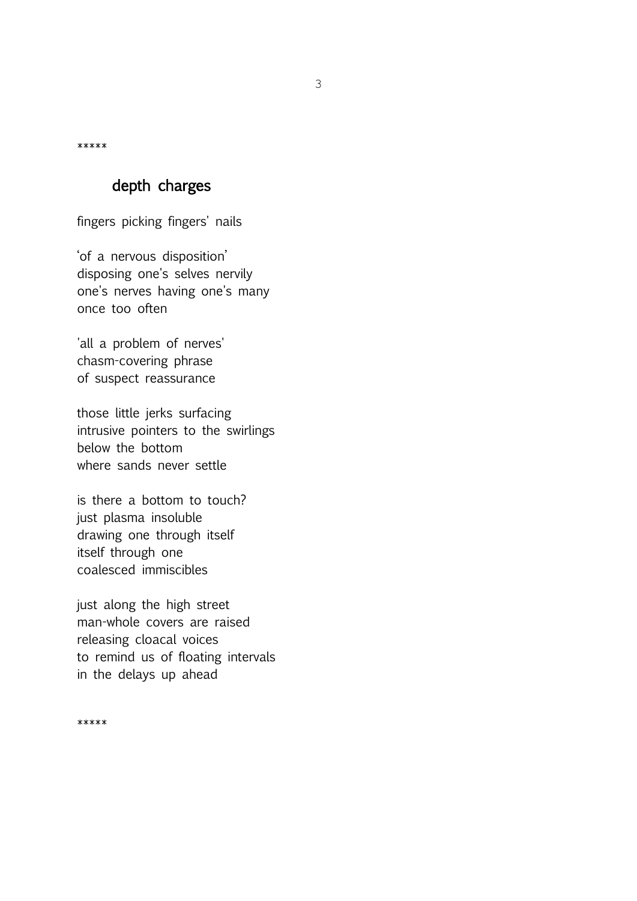*****

## depth charges

fingers picking fingers' nails

‘of a nervous disposition’  
disposing one's selves nervily  
one's nerves having one's many  
once too often

'all a problem of nerves'  
chasm-covering phrase  
of suspect reassurance

those little jerks surfacing  
intrusive pointers to the swirlings  
below the bottom  
where sands never settle

is there a bottom to touch?  
just plasma insoluble  
drawing one through itself  
itself through one  
coalesced immiscibles

just along the high street  
man-whole covers are raised  
releasing cloacal voices  
to remind us of floating intervals  
in the delays up ahead

*****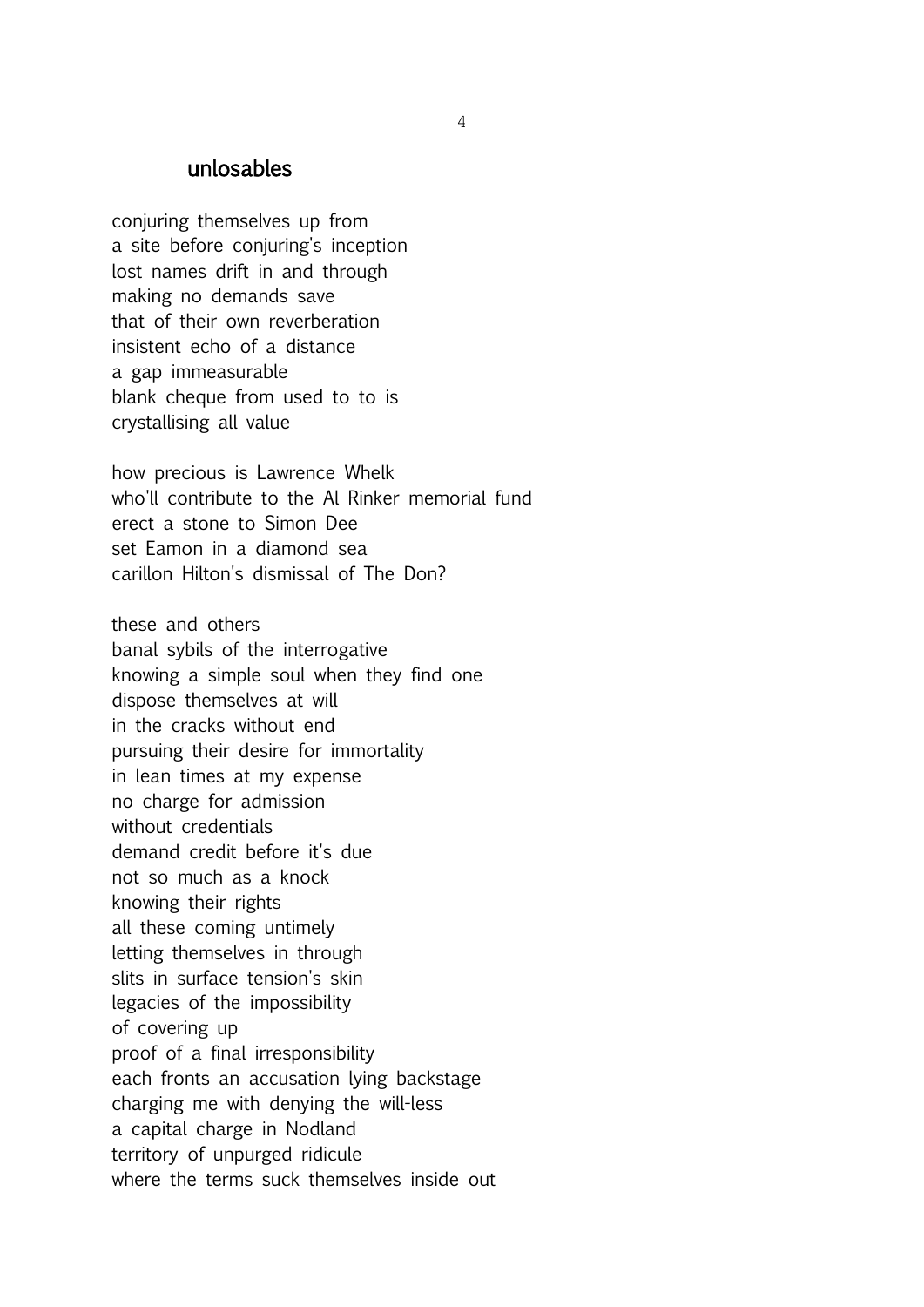## unlosables

conjuring themselves up from
a site before conjuring's inception
lost names drift in and through
making no demands save
that of their own reverberation
insistent echo of a distance
a gap immeasurable
blank cheque from used to to is
crystallising all value

how precious is Lawrence Whelk
who'll contribute to the Al Rinker memorial fund
erect a stone to Simon Dee
set Eamon in a diamond sea
carillon Hilton's dismissal of The Don?

these and others
banal sybils of the interrogative
knowing a simple soul when they find one
dispose themselves at will
in the cracks without end
pursuing their desire for immortality
in lean times at my expense
no charge for admission
without credentials
demand credit before it's due
not so much as a knock
knowing their rights
all these coming untimely
letting themselves in through
slits in surface tension's skin
legacies of the impossibility
of covering up
proof of a final irresponsibility
each fronts an accusation lying backstage
charging me with denying the will-less
a capital charge in Nodland
territory of unpurged ridicule
where the terms suck themselves inside out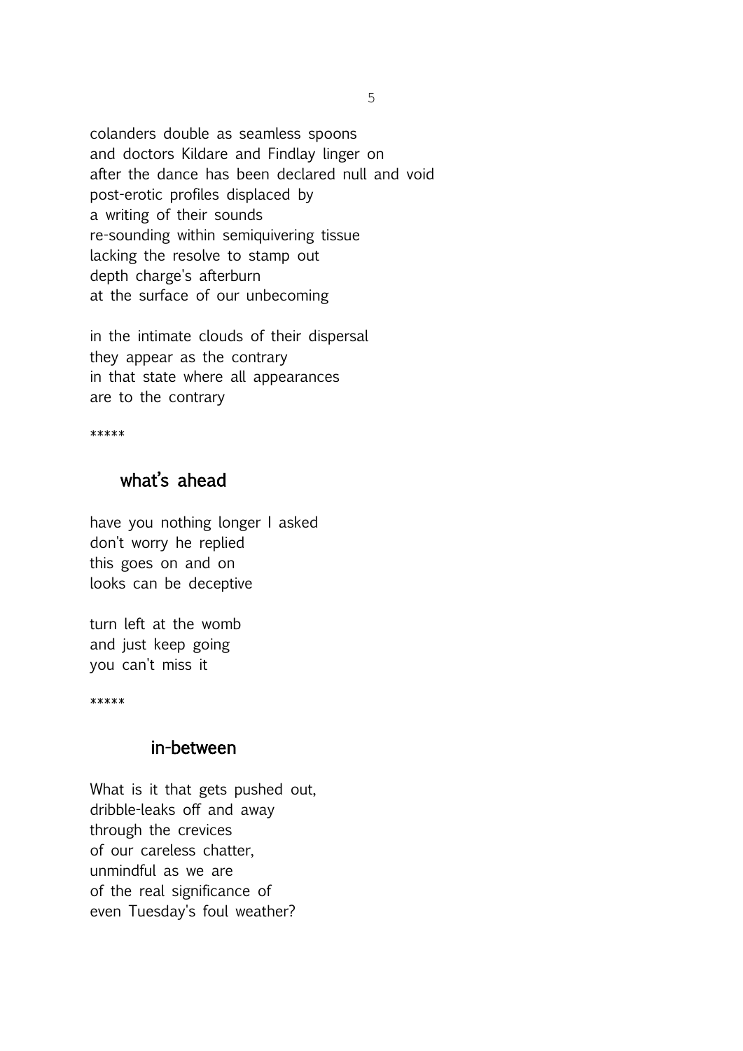colanders double as seamless spoons  
and doctors Kildare and Findlay linger on  
after the dance has been declared null and void  
post-erotic profiles displaced by  
a writing of their sounds  
re-sounding within semiquivering tissue  
lacking the resolve to stamp out  
depth charge's afterburn  
at the surface of our unbecoming

in the intimate clouds of their dispersal  
they appear as the contrary  
in that state where all appearances  
are to the contrary

*****

## what's ahead

have you nothing longer I asked  
don't worry he replied  
this goes on and on  
looks can be deceptive

turn left at the womb  
and just keep going  
you can't miss it

*****

## in-between

What is it that gets pushed out,  
dribble-leaks off and away  
through the crevices  
of our careless chatter,  
unmindful as we are  
of the real significance of  
even Tuesday's foul weather?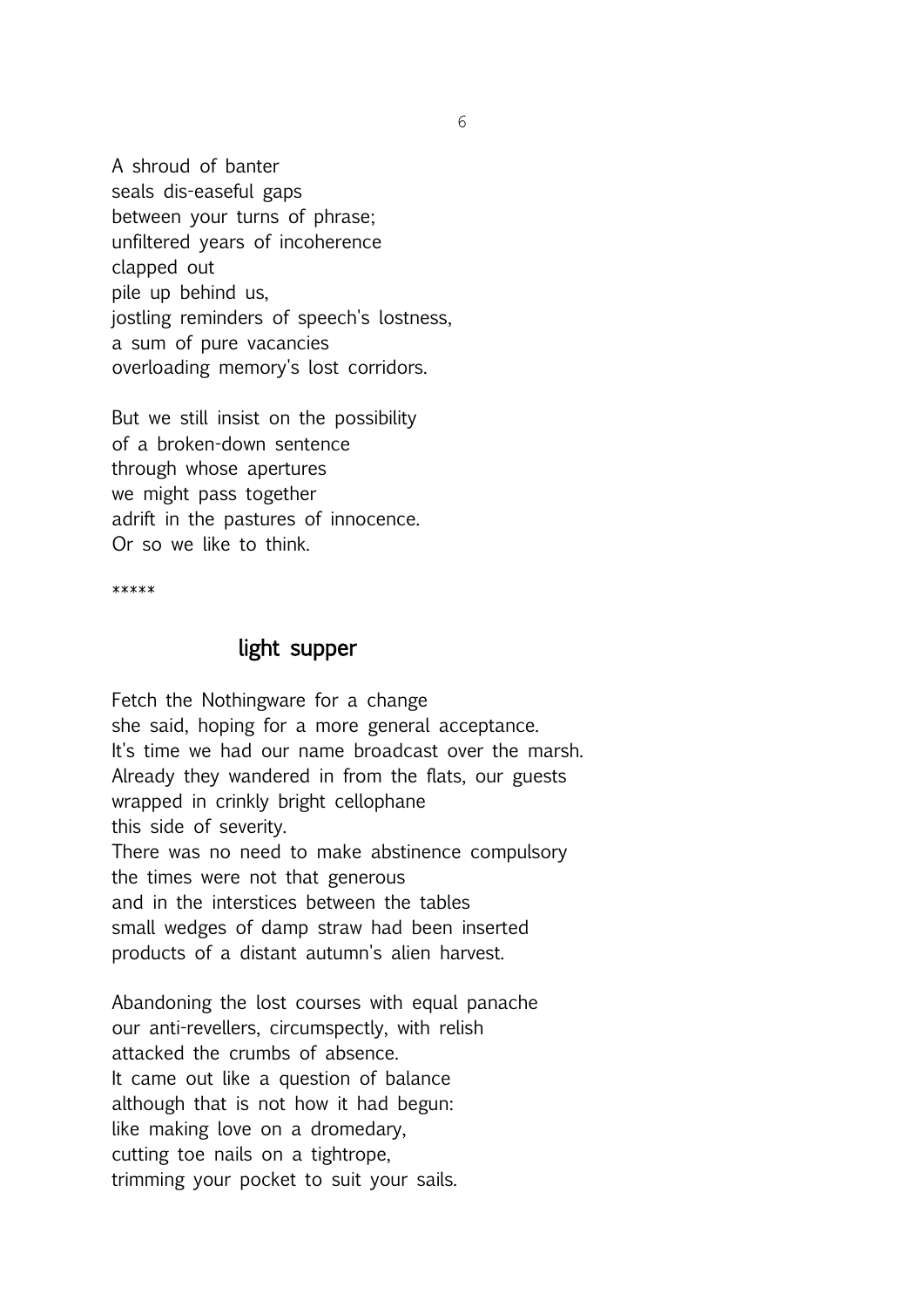A shroud of banter  
seals dis-easeful gaps  
between your turns of phrase;  
unfiltered years of incoherence  
clapped out  
pile up behind us,  
jostling reminders of speech's lostness,  
a sum of pure vacancies  
overloading memory's lost corridors.

But we still insist on the possibility  
of a broken-down sentence  
through whose apertures  
we might pass together  
adrift in the pastures of innocence.  
Or so we like to think.

*****

## light supper

Fetch the Nothingware for a change  
she said, hoping for a more general acceptance.  
It's time we had our name broadcast over the marsh.  
Already they wandered in from the flats, our guests  
wrapped in crinkly bright cellophane  
this side of severity.  
There was no need to make abstinence compulsory  
the times were not that generous  
and in the interstices between the tables  
small wedges of damp straw had been inserted  
products of a distant autumn's alien harvest.

Abandoning the lost courses with equal panache  
our anti-revellers, circumspectly, with relish  
attacked the crumbs of absence.  
It came out like a question of balance  
although that is not how it had begun:  
like making love on a dromedary,  
cutting toe nails on a tightrope,  
trimming your pocket to suit your sails.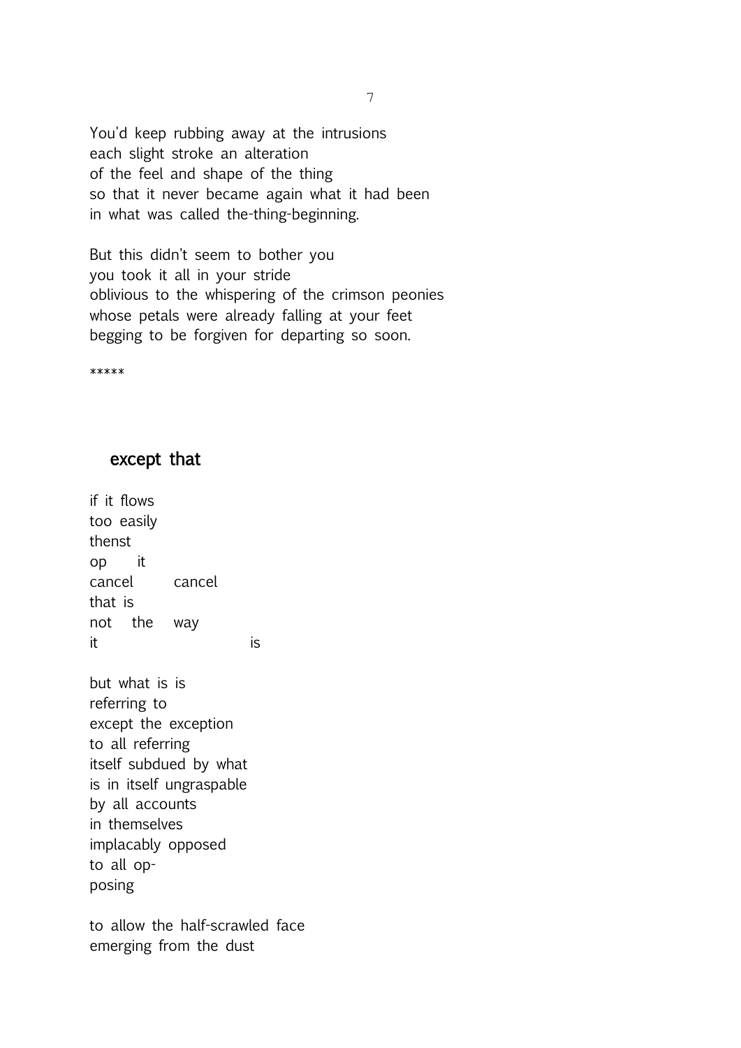You'd keep rubbing away at the intrusions
each slight stroke an alteration
of the feel and shape of the thing
so that it never became again what it had been
in what was called the-thing-beginning.

But this didn't seem to bother you
you took it all in your stride
oblivious to the whispering of the crimson peonies
whose petals were already falling at your feet
begging to be forgiven for departing so soon.

*****

## except that

if it flows
too easily
thenst
op    it
cancel    cancel
that is
not  the  way
it                    is

but what is is
referring to
except the exception
to all referring
itself subdued by what
is in itself ungraspable
by all accounts
in themselves
implacably opposed
to all op-
posing

to allow the half-scrawled face
emerging from the dust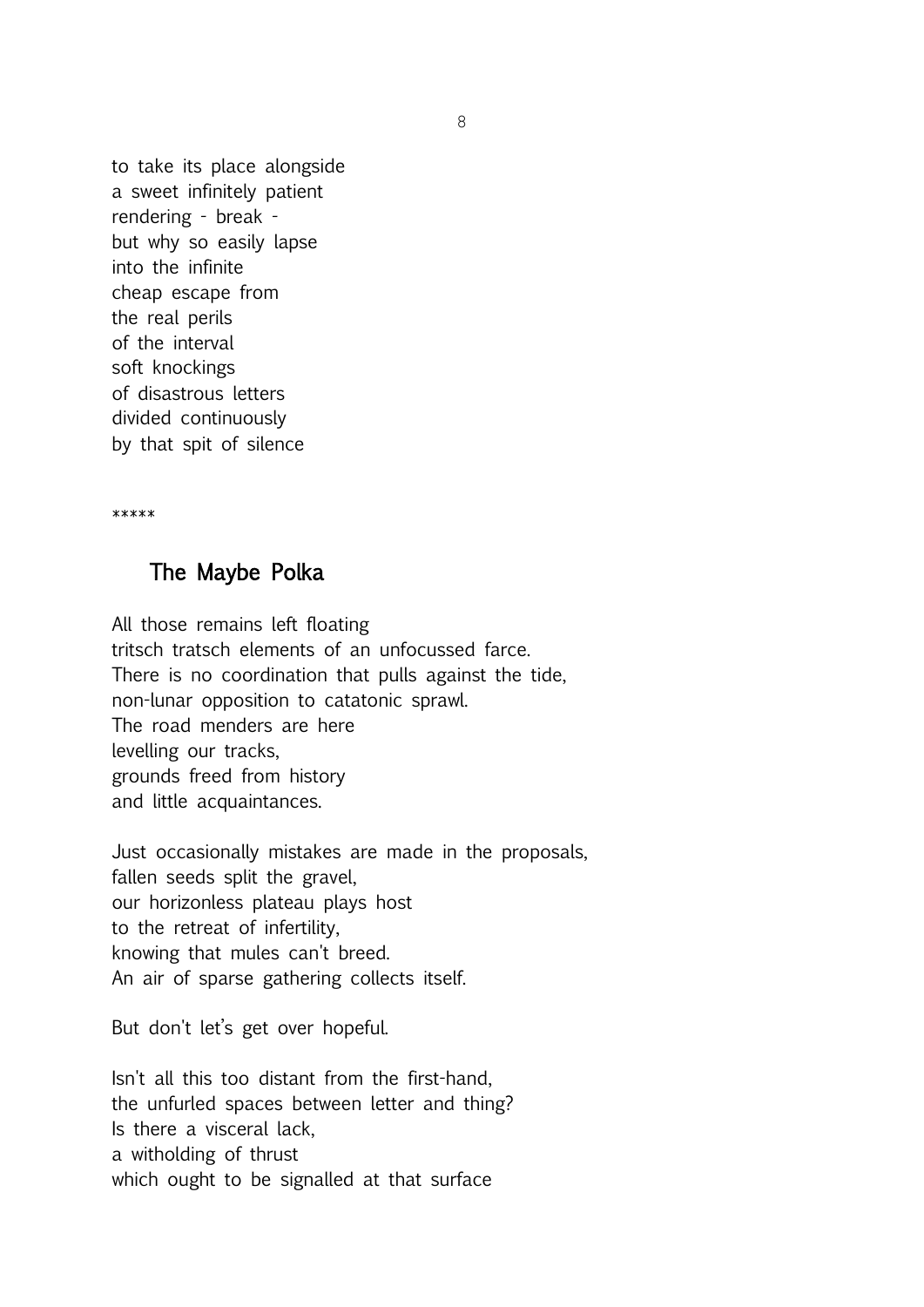to take its place alongside
a sweet infinitely patient
rendering - break -
but why so easily lapse
into the infinite
cheap escape from
the real perils
of the interval
soft knockings
of disastrous letters
divided continuously
by that spit of silence

*****

## The Maybe Polka

All those remains left floating
tritsch tratsch elements of an unfocussed farce.
There is no coordination that pulls against the tide,
non-lunar opposition to catatonic sprawl.
The road menders are here
levelling our tracks,
grounds freed from history
and little acquaintances.

Just occasionally mistakes are made in the proposals,
fallen seeds split the gravel,
our horizonless plateau plays host
to the retreat of infertility,
knowing that mules can't breed.
An air of sparse gathering collects itself.

But don't let's get over hopeful.

Isn't all this too distant from the first-hand,
the unfurled spaces between letter and thing?
Is there a visceral lack,
a witholding of thrust
which ought to be signalled at that surface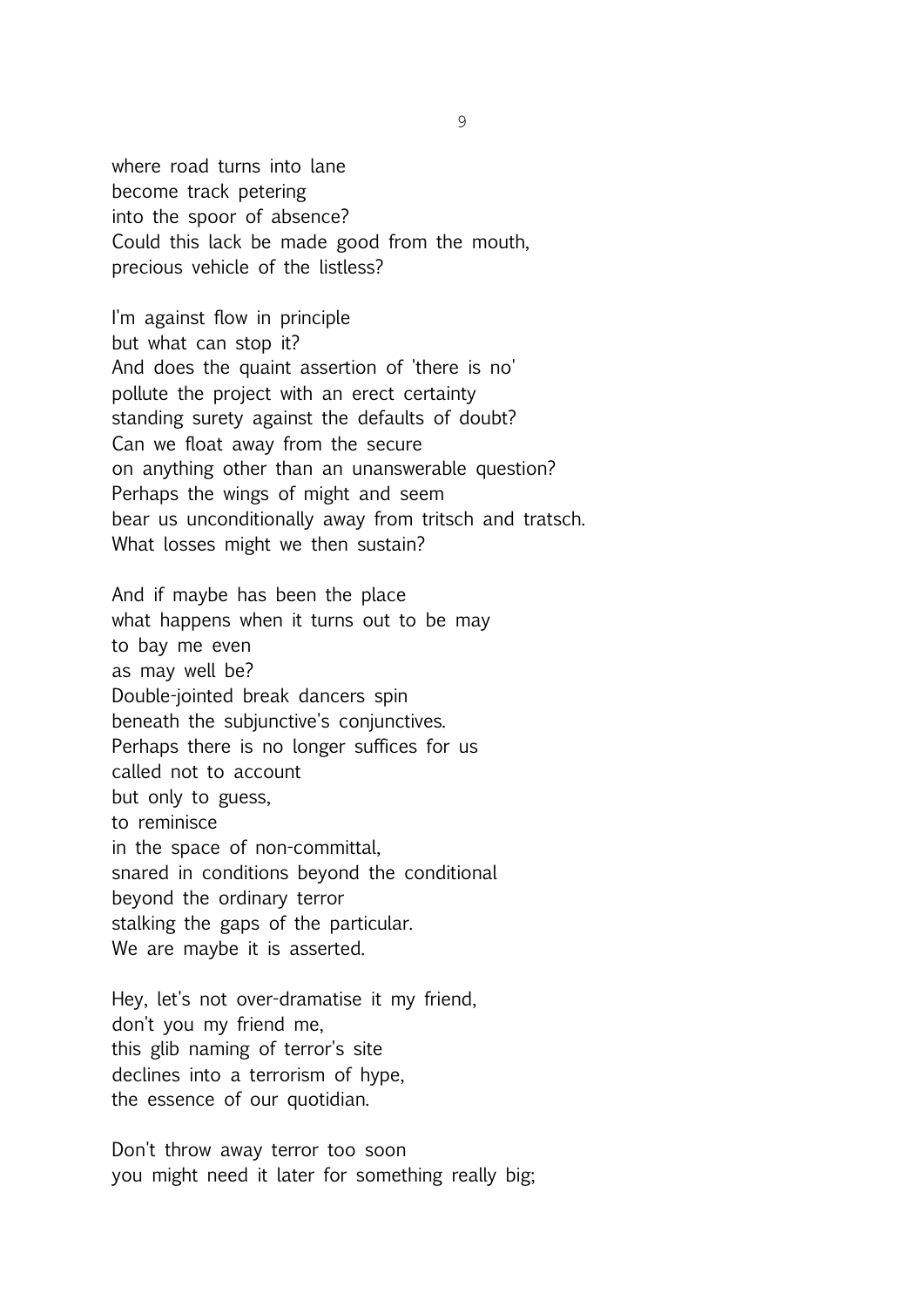where road turns into lane  
become track petering  
into the spoor of absence?  
Could this lack be made good from the mouth,  
precious vehicle of the listless?

I'm against flow in principle  
but what can stop it?  
And does the quaint assertion of 'there is no'  
pollute the project with an erect certainty  
standing surety against the defaults of doubt?  
Can we float away from the secure  
on anything other than an unanswerable question?  
Perhaps the wings of might and seem  
bear us unconditionally away from tritsch and tratsch.  
What losses might we then sustain?

And if maybe has been the place  
what happens when it turns out to be may  
to bay me even  
as may well be?  
Double-jointed break dancers spin  
beneath the subjunctive's conjunctives.  
Perhaps there is no longer suffices for us  
called not to account  
but only to guess,  
to reminisce  
in the space of non-committal,  
snared in conditions beyond the conditional  
beyond the ordinary terror  
stalking the gaps of the particular.  
We are maybe it is asserted.

Hey, let's not over-dramatise it my friend,  
don't you my friend me,  
this glib naming of terror's site  
declines into a terrorism of hype,  
the essence of our quotidian.

Don't throw away terror too soon  
you might need it later for something really big;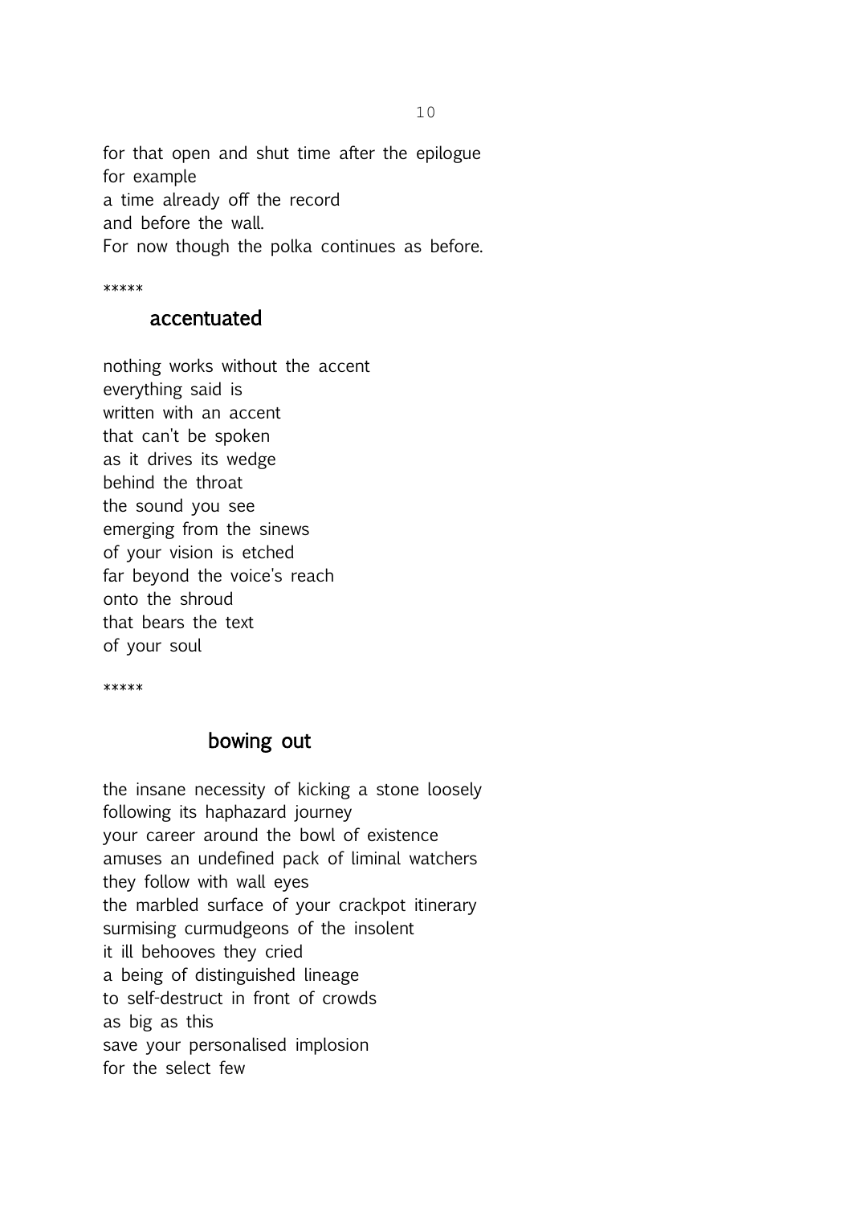for that open and shut time after the epilogue
for example
a time already off the record
and before the wall.
For now though the polka continues as before.

*****

## accentuated

nothing works without the accent
everything said is
written with an accent
that can't be spoken
as it drives its wedge
behind the throat
the sound you see
emerging from the sinews
of your vision is etched
far beyond the voice's reach
onto the shroud
that bears the text
of your soul

*****

## bowing out

the insane necessity of kicking a stone loosely
following its haphazard journey
your career around the bowl of existence
amuses an undefined pack of liminal watchers
they follow with wall eyes
the marbled surface of your crackpot itinerary
surmising curmudgeons of the insolent
it ill behooves they cried
a being of distinguished lineage
to self-destruct in front of crowds
as big as this
save your personalised implosion
for the select few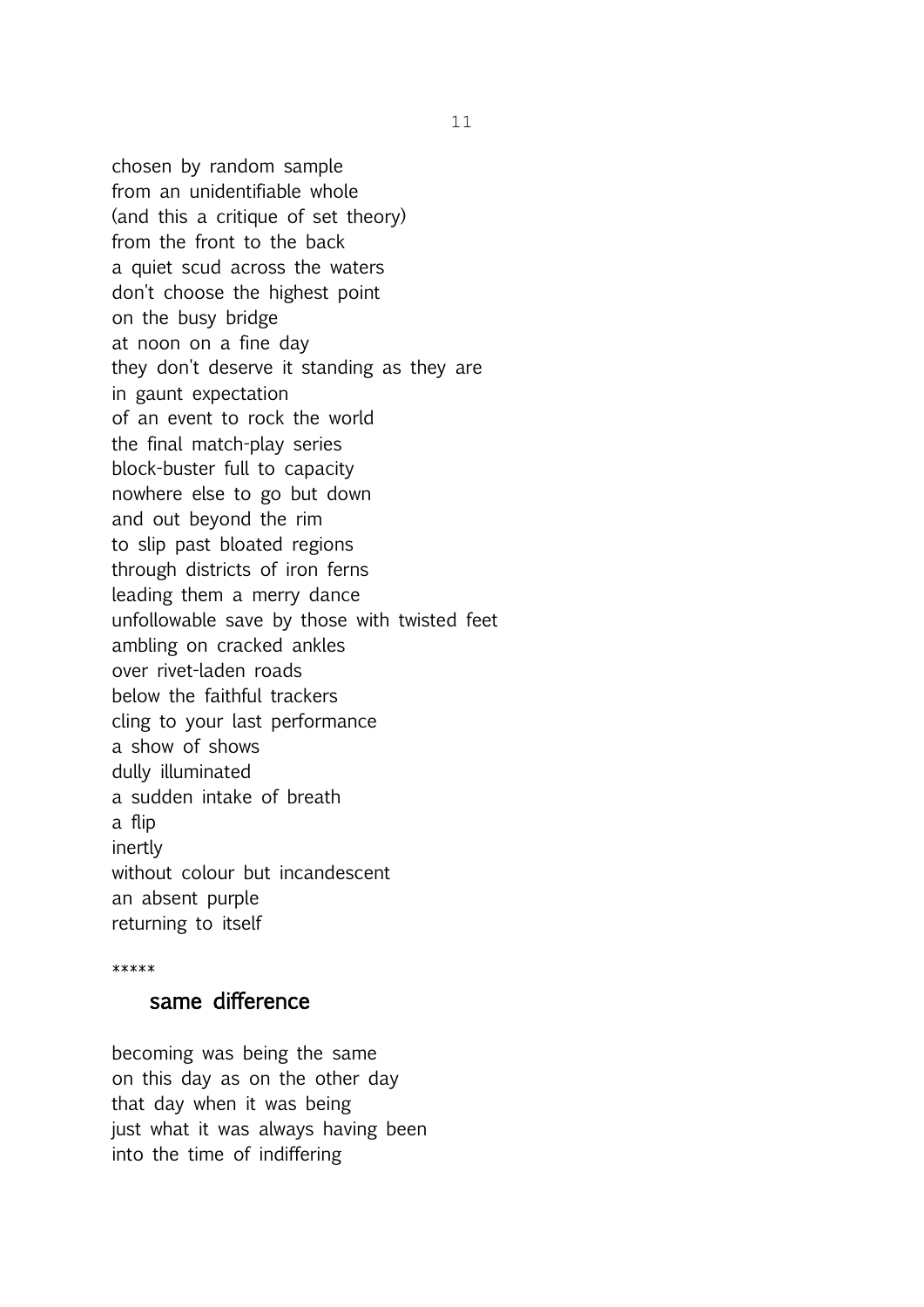chosen by random sample
from an unidentifiable whole
(and this a critique of set theory)
from the front to the back
a quiet scud across the waters
don't choose the highest point
on the busy bridge
at noon on a fine day
they don't deserve it standing as they are
in gaunt expectation
of an event to rock the world
the final match-play series
block-buster full to capacity
nowhere else to go but down
and out beyond the rim
to slip past bloated regions
through districts of iron ferns
leading them a merry dance
unfollowable save by those with twisted feet
ambling on cracked ankles
over rivet-laden roads
below the faithful trackers
cling to your last performance
a show of shows
dully illuminated
a sudden intake of breath
a flip
inertly
without colour but incandescent
an absent purple
returning to itself

*****

## same difference

becoming was being the same
on this day as on the other day
that day when it was being
just what it was always having been
into the time of indiffering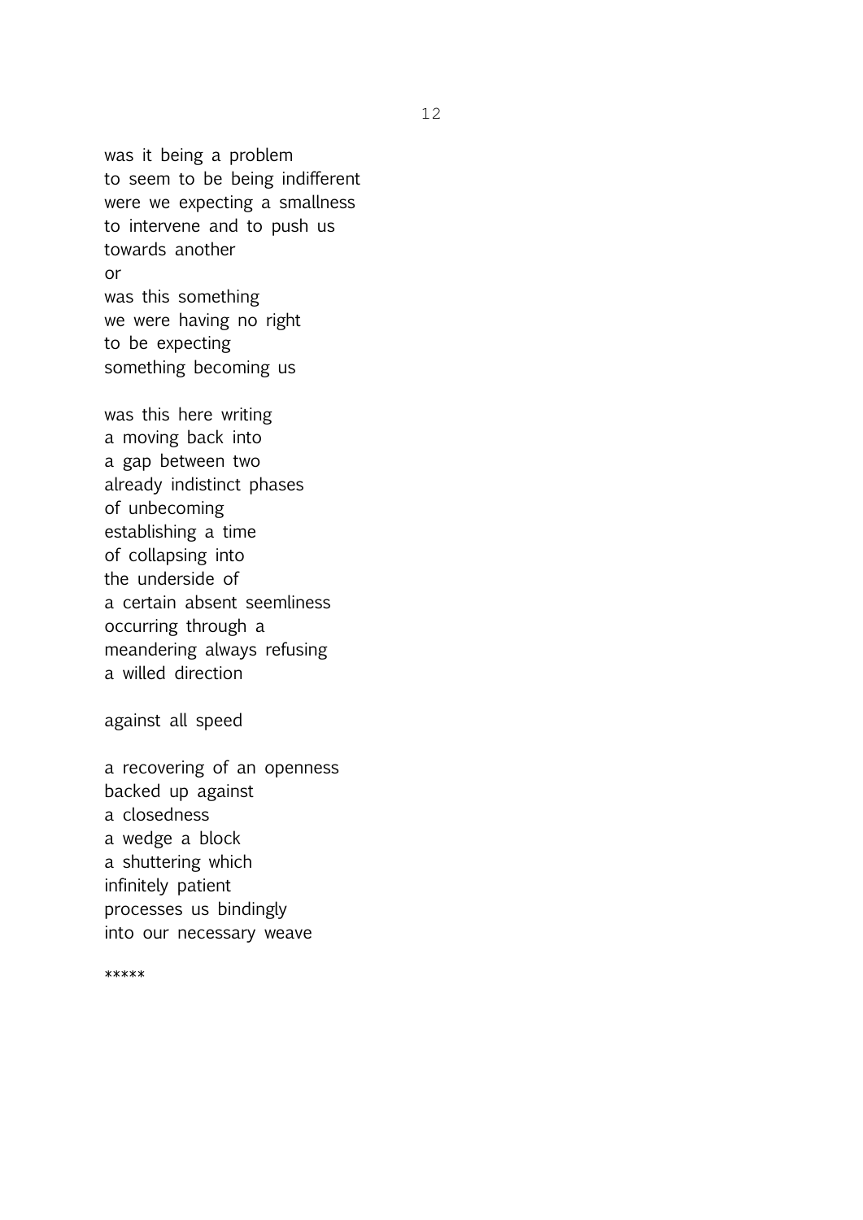was it being a problem  
to seem to be being indifferent  
were we expecting a smallness  
to intervene and to push us  
towards another  
or  
was this something  
we were having no right  
to be expecting  
something becoming us

was this here writing  
a moving back into  
a gap between two  
already indistinct phases  
of unbecoming  
establishing a time  
of collapsing into  
the underside of  
a certain absent seemliness  
occurring through a  
meandering always refusing  
a willed direction

against all speed

a recovering of an openness  
backed up against  
a closedness  
a wedge a block  
a shuttering which  
infinitely patient  
processes us bindingly  
into our necessary weave

*****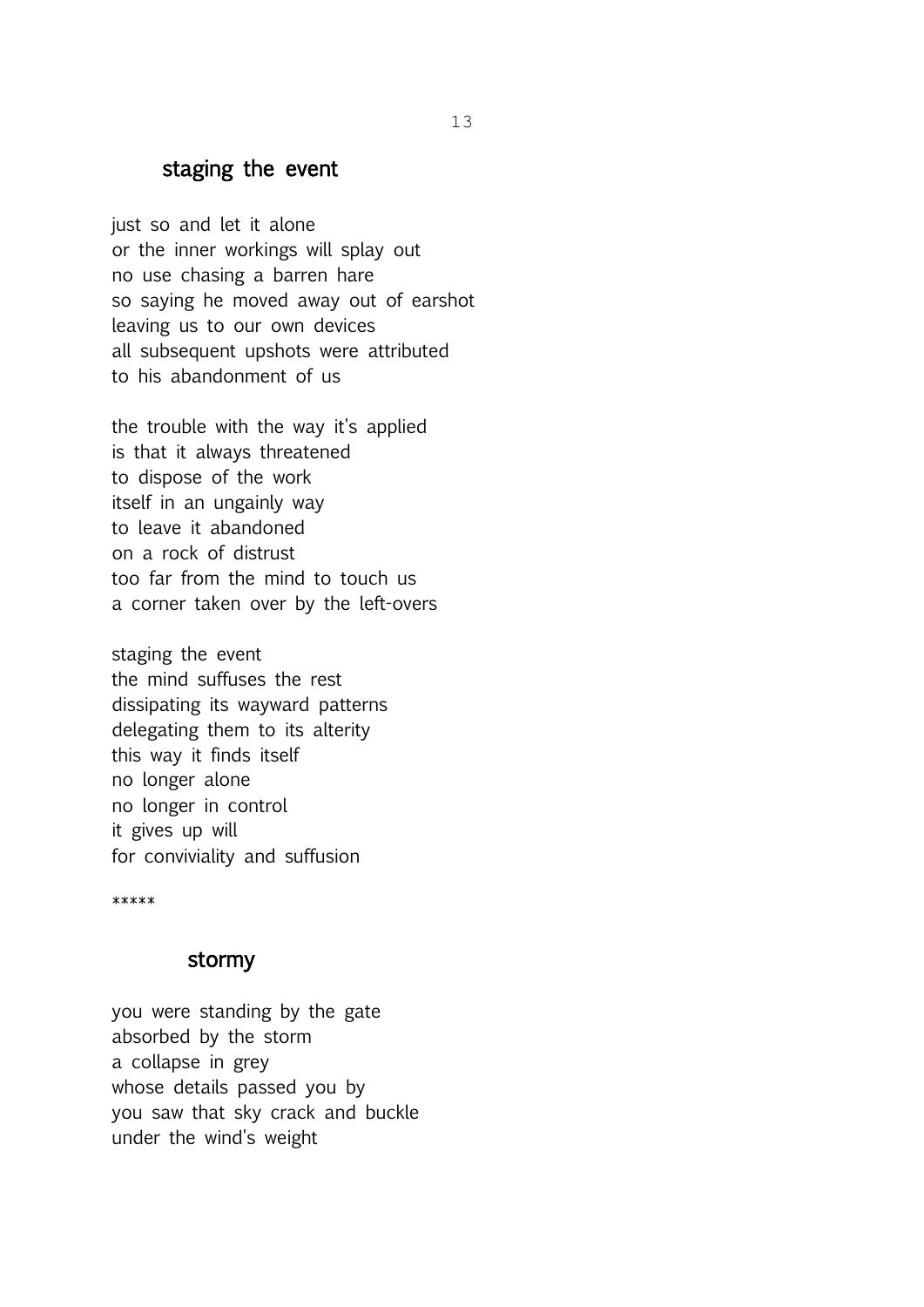## staging the event

just so and let it alone
or the inner workings will splay out
no use chasing a barren hare
so saying he moved away out of earshot
leaving us to our own devices
all subsequent upshots were attributed
to his abandonment of us

the trouble with the way it's applied
is that it always threatened
to dispose of the work
itself in an ungainly way
to leave it abandoned
on a rock of distrust
too far from the mind to touch us
a corner taken over by the left-overs

staging the event
the mind suffuses the rest
dissipating its wayward patterns
delegating them to its alterity
this way it finds itself
no longer alone
no longer in control
it gives up will
for conviviality and suffusion

*****

## stormy

you were standing by the gate
absorbed by the storm
a collapse in grey
whose details passed you by
you saw that sky crack and buckle
under the wind's weight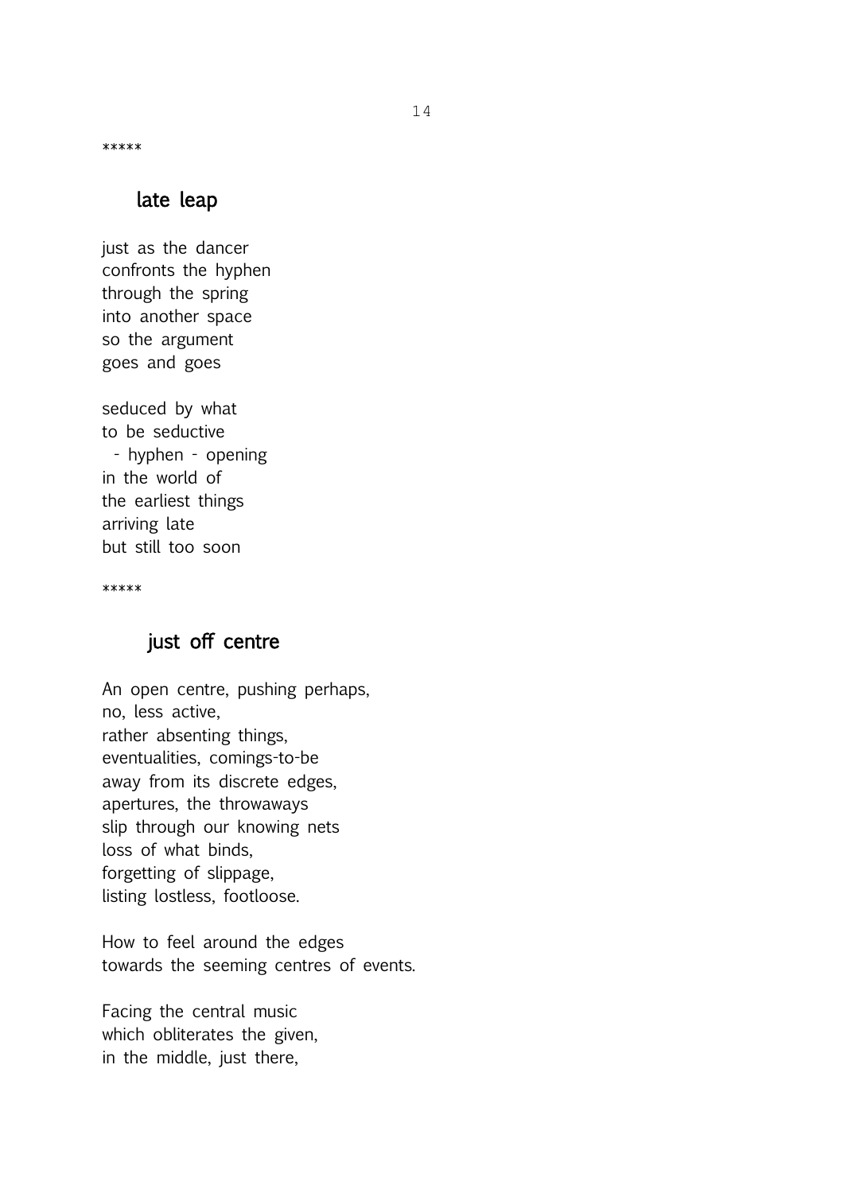*****

## late leap

just as the dancer  
confronts the hyphen  
through the spring  
into another space  
so the argument  
goes and goes

seduced by what  
to be seductive  
  - hyphen - opening  
in the world of  
the earliest things  
arriving late  
but still too soon

*****

## just off centre

An open centre, pushing perhaps,  
no, less active,  
rather absenting things,  
eventualities, comings-to-be  
away from its discrete edges,  
apertures, the throwaways  
slip through our knowing nets  
loss of what binds,  
forgetting of slippage,  
listing lostless, footloose.

How to feel around the edges  
towards the seeming centres of events.

Facing the central music  
which obliterates the given,  
in the middle, just there,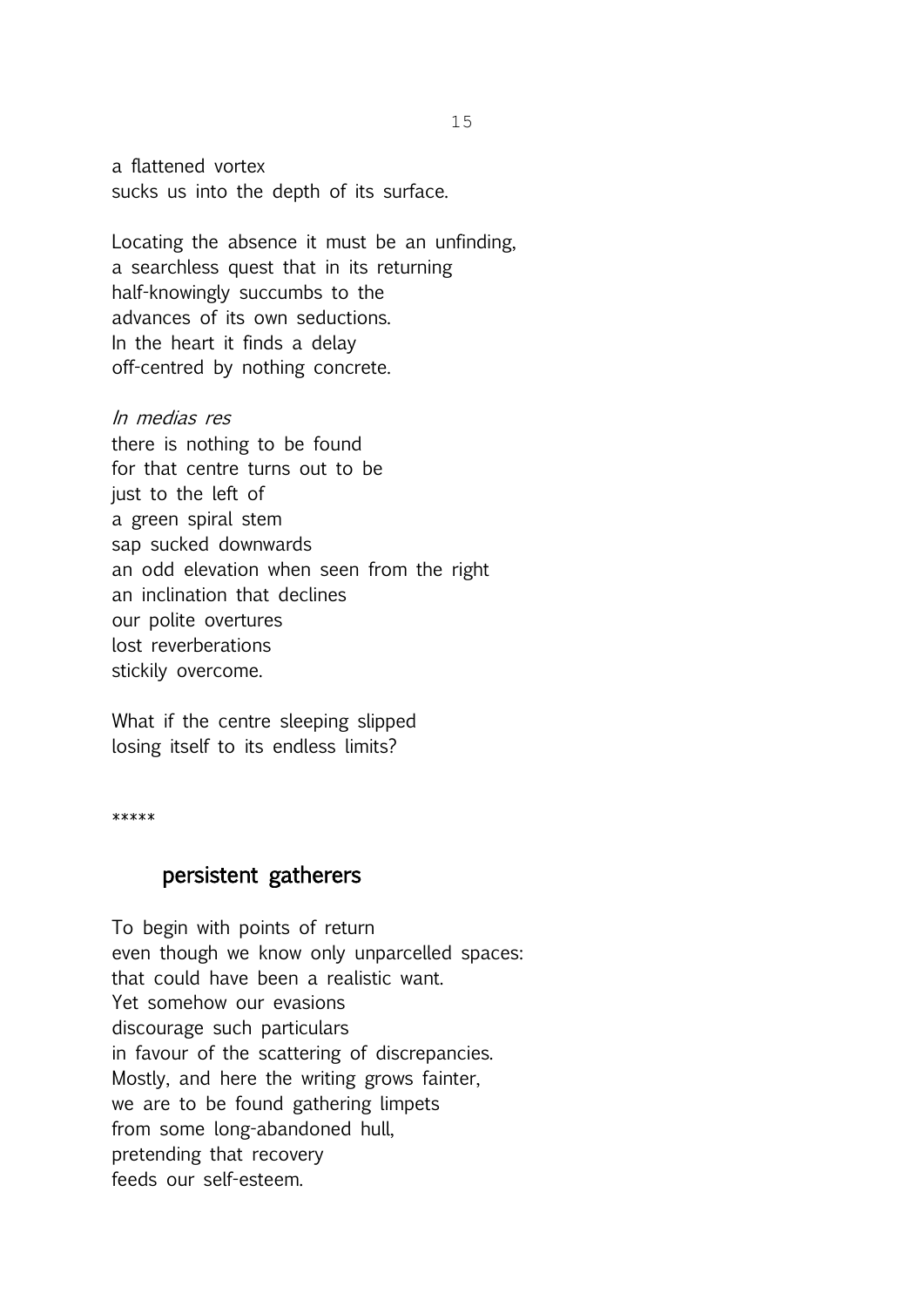a flattened vortex
sucks us into the depth of its surface.

Locating the absence it must be an unfinding,
a searchless quest that in its returning
half-knowingly succumbs to the
advances of its own seductions.
In the heart it finds a delay
off-centred by nothing concrete.

*In medias res*
there is nothing to be found
for that centre turns out to be
just to the left of
a green spiral stem
sap sucked downwards
an odd elevation when seen from the right
an inclination that declines
our polite overtures
lost reverberations
stickily overcome.

What if the centre sleeping slipped
losing itself to its endless limits?

*****

## persistent gatherers

To begin with points of return
even though we know only unparcelled spaces:
that could have been a realistic want.
Yet somehow our evasions
discourage such particulars
in favour of the scattering of discrepancies.
Mostly, and here the writing grows fainter,
we are to be found gathering limpets
from some long-abandoned hull,
pretending that recovery
feeds our self-esteem.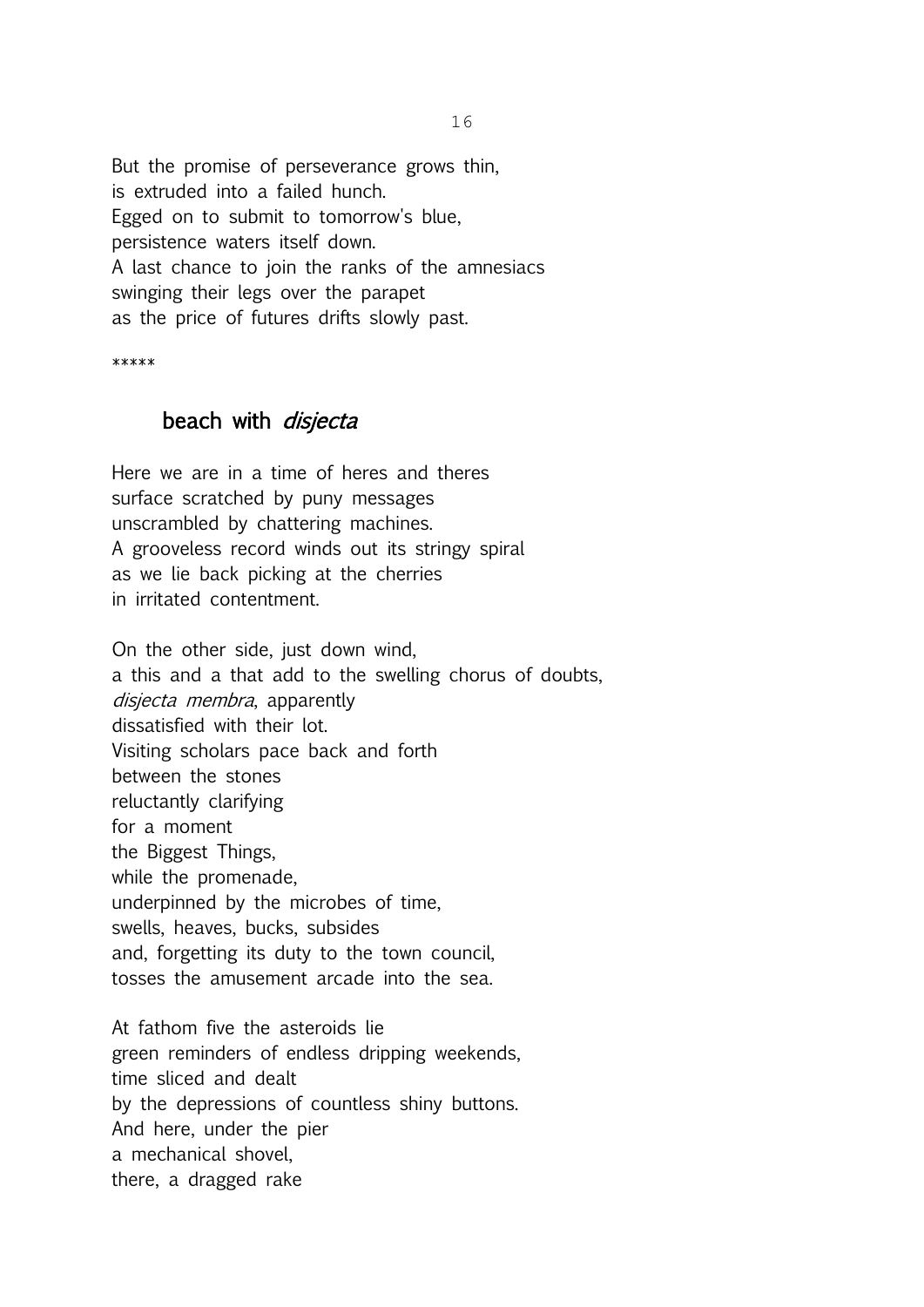But the promise of perseverance grows thin,
is extruded into a failed hunch.
Egged on to submit to tomorrow's blue,
persistence waters itself down.
A last chance to join the ranks of the amnesiacs
swinging their legs over the parapet
as the price of futures drifts slowly past.

*****

## beach with *disjecta*

Here we are in a time of heres and theres
surface scratched by puny messages
unscrambled by chattering machines.
A grooveless record winds out its stringy spiral
as we lie back picking at the cherries
in irritated contentment.

On the other side, just down wind,
a this and a that add to the swelling chorus of doubts,
*disjecta membra*, apparently
dissatisfied with their lot.
Visiting scholars pace back and forth
between the stones
reluctantly clarifying
for a moment
the Biggest Things,
while the promenade,
underpinned by the microbes of time,
swells, heaves, bucks, subsides
and, forgetting its duty to the town council,
tosses the amusement arcade into the sea.

At fathom five the asteroids lie
green reminders of endless dripping weekends,
time sliced and dealt
by the depressions of countless shiny buttons.
And here, under the pier
a mechanical shovel,
there, a dragged rake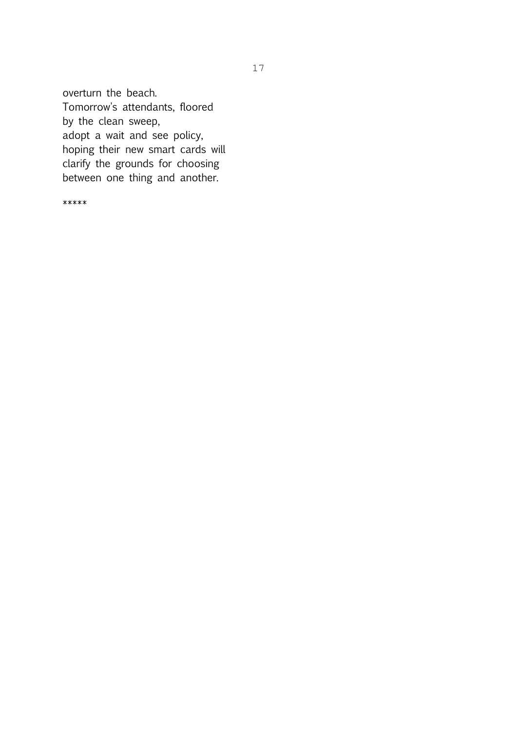overturn the beach.  
Tomorrow's attendants, floored  
by the clean sweep,  
adopt a wait and see policy,  
hoping their new smart cards will  
clarify the grounds for choosing  
between one thing and another.

*****